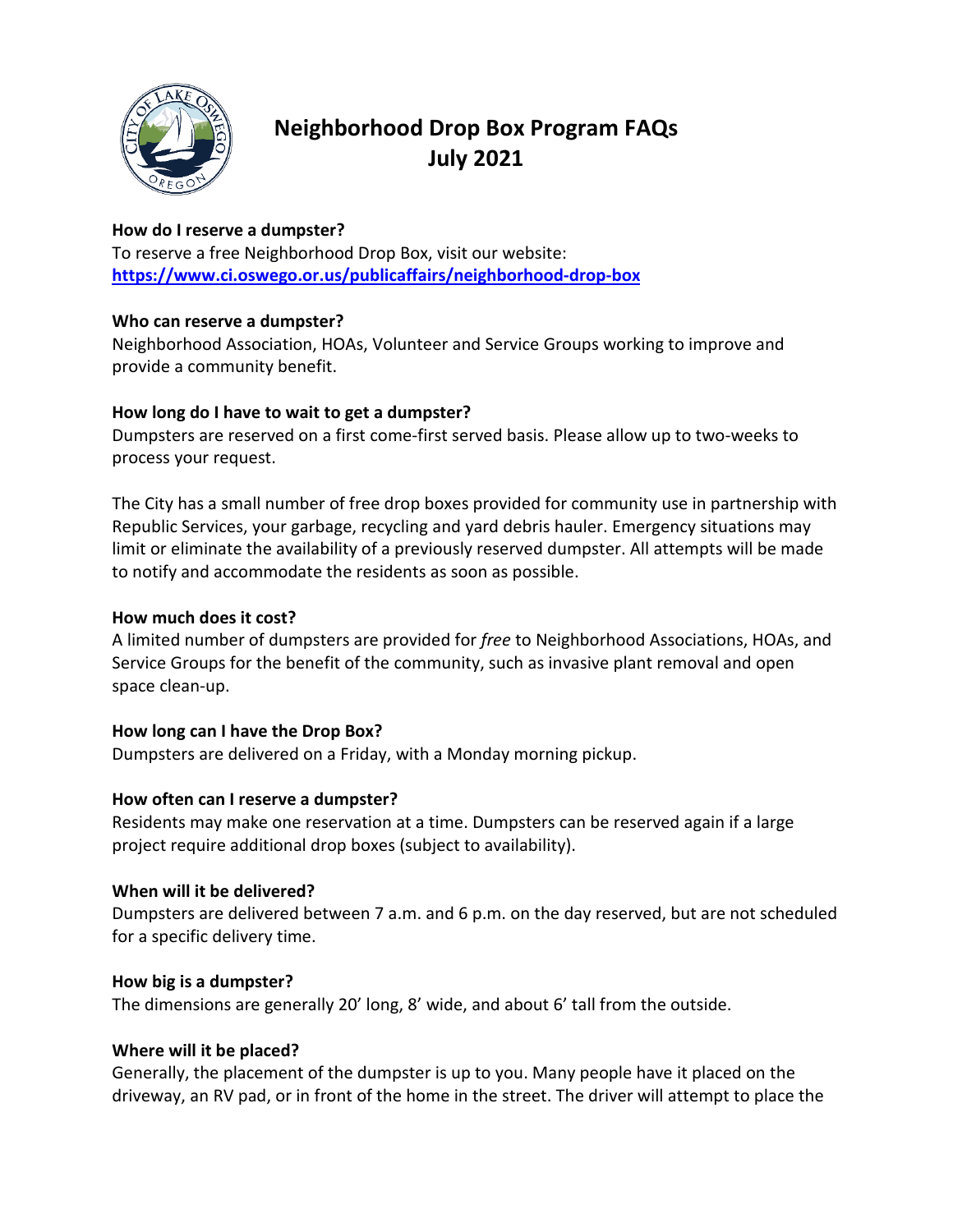# Neighborhood Drop Box Program FAQs
# July 2021

**How do I reserve a dumpster?**
To reserve a free Neighborhood Drop Box, visit our website:
**https://www.ci.oswego.or.us/publicaffairs/neighborhood-drop-box**

**Who can reserve a dumpster?**
Neighborhood Association, HOAs, Volunteer and Service Groups working to improve and provide a community benefit.

**How long do I have to wait to get a dumpster?**
Dumpsters are reserved on a first come-first served basis. Please allow up to two-weeks to process your request.

The City has a small number of free drop boxes provided for community use in partnership with Republic Services, your garbage, recycling and yard debris hauler. Emergency situations may limit or eliminate the availability of a previously reserved dumpster. All attempts will be made to notify and accommodate the residents as soon as possible.

**How much does it cost?**
A limited number of dumpsters are provided for *free* to Neighborhood Associations, HOAs, and Service Groups for the benefit of the community, such as invasive plant removal and open space clean-up.

**How long can I have the Drop Box?**
Dumpsters are delivered on a Friday, with a Monday morning pickup.

**How often can I reserve a dumpster?**
Residents may make one reservation at a time. Dumpsters can be reserved again if a large project require additional drop boxes (subject to availability).

**When will it be delivered?**
Dumpsters are delivered between 7 a.m. and 6 p.m. on the day reserved, but are not scheduled for a specific delivery time.

**How big is a dumpster?**
The dimensions are generally 20' long, 8' wide, and about 6' tall from the outside.

**Where will it be placed?**
Generally, the placement of the dumpster is up to you. Many people have it placed on the driveway, an RV pad, or in front of the home in the street. The driver will attempt to place the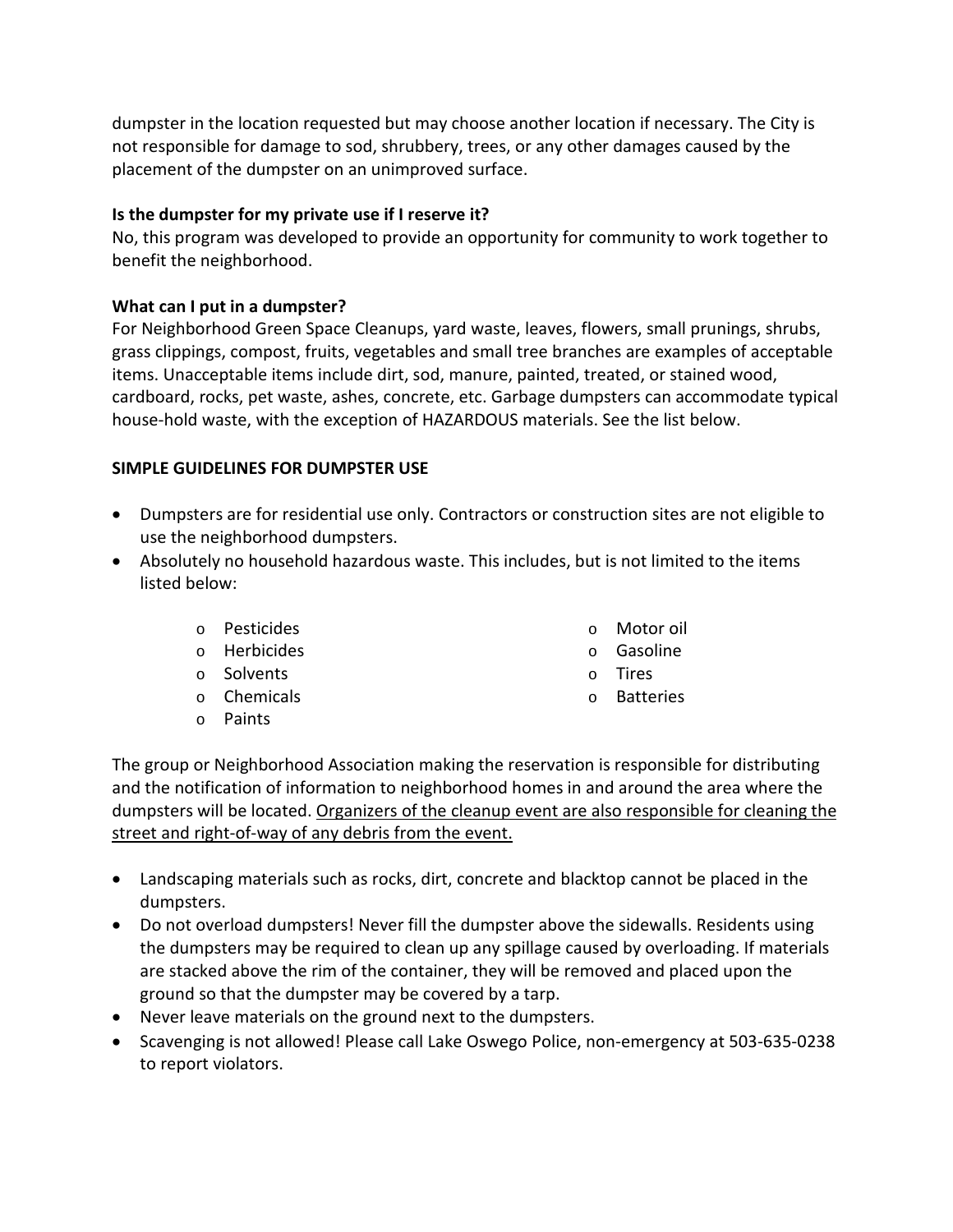dumpster in the location requested but may choose another location if necessary. The City is not responsible for damage to sod, shrubbery, trees, or any other damages caused by the placement of the dumpster on an unimproved surface.

**Is the dumpster for my private use if I reserve it?**
No, this program was developed to provide an opportunity for community to work together to benefit the neighborhood.

**What can I put in a dumpster?**
For Neighborhood Green Space Cleanups, yard waste, leaves, flowers, small prunings, shrubs, grass clippings, compost, fruits, vegetables and small tree branches are examples of acceptable items. Unacceptable items include dirt, sod, manure, painted, treated, or stained wood, cardboard, rocks, pet waste, ashes, concrete, etc. Garbage dumpsters can accommodate typical house-hold waste, with the exception of HAZARDOUS materials. See the list below.

**SIMPLE GUIDELINES FOR DUMPSTER USE**

- Dumpsters are for residential use only. Contractors or construction sites are not eligible to use the neighborhood dumpsters.
- Absolutely no household hazardous waste. This includes, but is not limited to the items listed below:
  - Pesticides
  - Herbicides
  - Solvents
  - Chemicals
  - Paints
  - Motor oil
  - Gasoline
  - Tires
  - Batteries

The group or Neighborhood Association making the reservation is responsible for distributing and the notification of information to neighborhood homes in and around the area where the dumpsters will be located. <u>Organizers of the cleanup event are also responsible for cleaning the street and right-of-way of any debris from the event.</u>

- Landscaping materials such as rocks, dirt, concrete and blacktop cannot be placed in the dumpsters.
- Do not overload dumpsters! Never fill the dumpster above the sidewalls. Residents using the dumpsters may be required to clean up any spillage caused by overloading. If materials are stacked above the rim of the container, they will be removed and placed upon the ground so that the dumpster may be covered by a tarp.
- Never leave materials on the ground next to the dumpsters.
- Scavenging is not allowed! Please call Lake Oswego Police, non-emergency at 503-635-0238 to report violators.